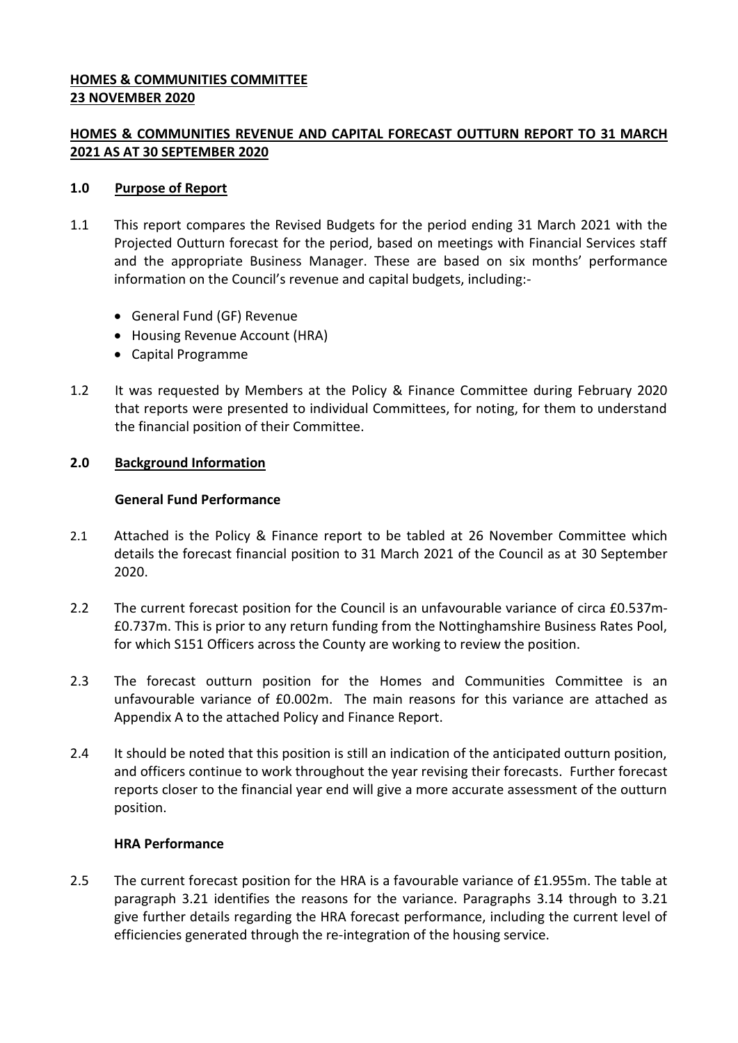**HOMES & COMMUNITIES COMMITTEE**
**23 NOVEMBER 2020**

**HOMES & COMMUNITIES REVENUE AND CAPITAL FORECAST OUTTURN REPORT TO 31 MARCH 2021 AS AT 30 SEPTEMBER 2020**

## 1.0 Purpose of Report

1.1 This report compares the Revised Budgets for the period ending 31 March 2021 with the Projected Outturn forecast for the period, based on meetings with Financial Services staff and the appropriate Business Manager. These are based on six months' performance information on the Council's revenue and capital budgets, including:-

- General Fund (GF) Revenue
- Housing Revenue Account (HRA)
- Capital Programme

1.2 It was requested by Members at the Policy & Finance Committee during February 2020 that reports were presented to individual Committees, for noting, for them to understand the financial position of their Committee.

## 2.0 Background Information

**General Fund Performance**

2.1 Attached is the Policy & Finance report to be tabled at 26 November Committee which details the forecast financial position to 31 March 2021 of the Council as at 30 September 2020.

2.2 The current forecast position for the Council is an unfavourable variance of circa £0.537m-£0.737m. This is prior to any return funding from the Nottinghamshire Business Rates Pool, for which S151 Officers across the County are working to review the position.

2.3 The forecast outturn position for the Homes and Communities Committee is an unfavourable variance of £0.002m. The main reasons for this variance are attached as Appendix A to the attached Policy and Finance Report.

2.4 It should be noted that this position is still an indication of the anticipated outturn position, and officers continue to work throughout the year revising their forecasts. Further forecast reports closer to the financial year end will give a more accurate assessment of the outturn position.

**HRA Performance**

2.5 The current forecast position for the HRA is a favourable variance of £1.955m. The table at paragraph 3.21 identifies the reasons for the variance. Paragraphs 3.14 through to 3.21 give further details regarding the HRA forecast performance, including the current level of efficiencies generated through the re-integration of the housing service.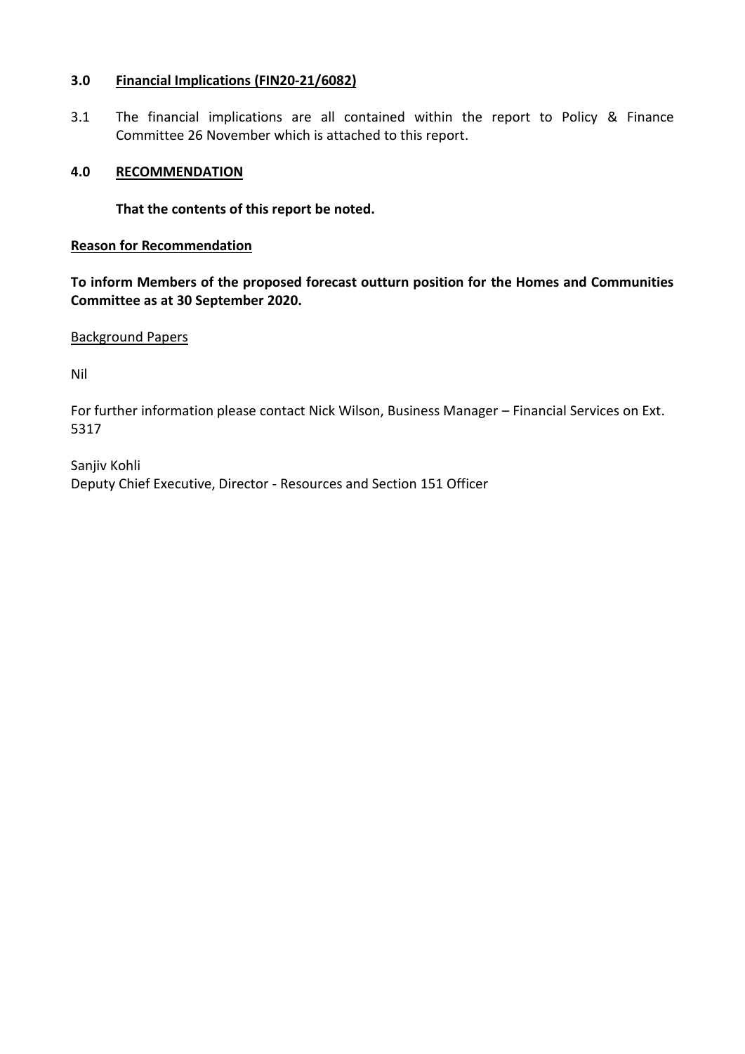## 3.0 Financial Implications (FIN20-21/6082)

3.1 The financial implications are all contained within the report to Policy & Finance Committee 26 November which is attached to this report.

## 4.0 RECOMMENDATION

**That the contents of this report be noted.**

**Reason for Recommendation**

**To inform Members of the proposed forecast outturn position for the Homes and Communities Committee as at 30 September 2020.**

Background Papers

Nil

For further information please contact Nick Wilson, Business Manager – Financial Services on Ext. 5317

Sanjiv Kohli
Deputy Chief Executive, Director - Resources and Section 151 Officer